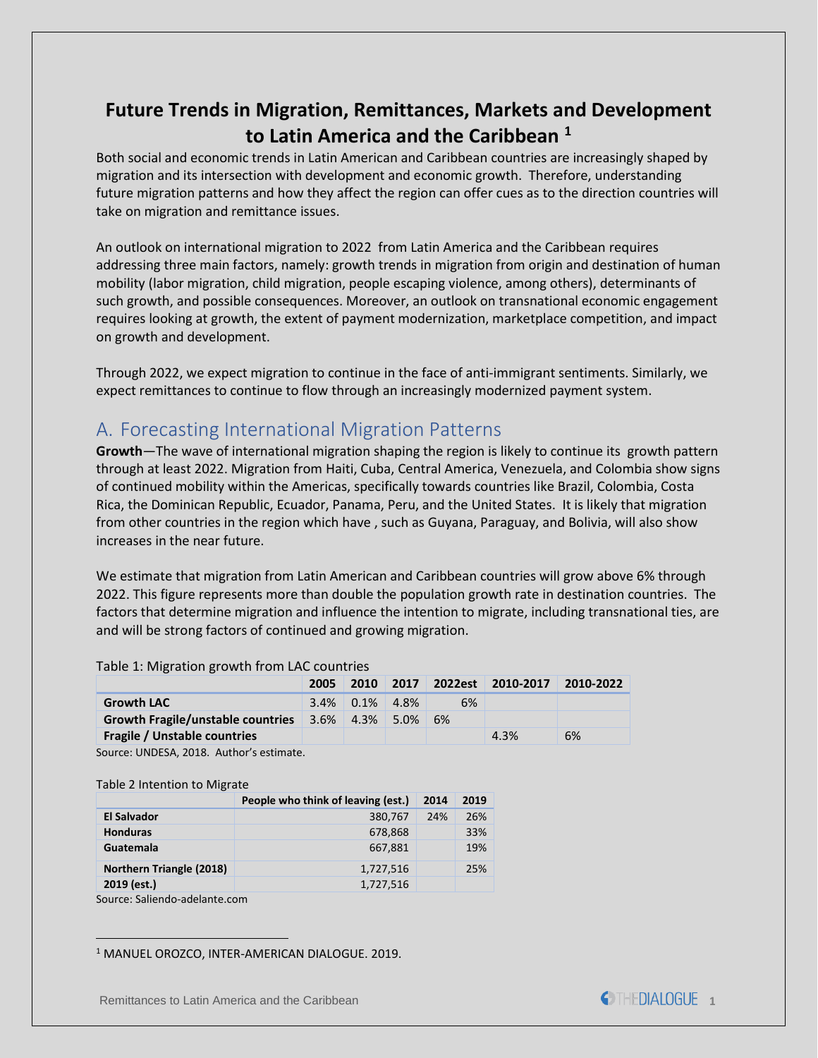# Future Trends in Migration, Remittances, Markets and Development to Latin America and the Caribbean [1]

Both social and economic trends in Latin American and Caribbean countries are increasingly shaped by migration and its intersection with development and economic growth. Therefore, understanding future migration patterns and how they affect the region can offer cues as to the direction countries will take on migration and remittance issues.

An outlook on international migration to 2022 from Latin America and the Caribbean requires addressing three main factors, namely: growth trends in migration from origin and destination of human mobility (labor migration, child migration, people escaping violence, among others), determinants of such growth, and possible consequences. Moreover, an outlook on transnational economic engagement requires looking at growth, the extent of payment modernization, marketplace competition, and impact on growth and development.

Through 2022, we expect migration to continue in the face of anti-immigrant sentiments. Similarly, we expect remittances to continue to flow through an increasingly modernized payment system.

## A. Forecasting International Migration Patterns

**Growth**—The wave of international migration shaping the region is likely to continue its growth pattern through at least 2022. Migration from Haiti, Cuba, Central America, Venezuela, and Colombia show signs of continued mobility within the Americas, specifically towards countries like Brazil, Colombia, Costa Rica, the Dominican Republic, Ecuador, Panama, Peru, and the United States. It is likely that migration from other countries in the region which have , such as Guyana, Paraguay, and Bolivia, will also show increases in the near future.

We estimate that migration from Latin American and Caribbean countries will grow above 6% through 2022. This figure represents more than double the population growth rate in destination countries. The factors that determine migration and influence the intention to migrate, including transnational ties, are and will be strong factors of continued and growing migration.

Table 1: Migration growth from LAC countries

| | 2005 | 2010 | 2017 | 2022est | 2010-2017 | 2010-2022 |
|---|---|---|---|---|---|---|
| **Growth LAC** | 3.4% | 0.1% | 4.8% | 6% | | |
| **Growth Fragile/unstable countries** | 3.6% | 4.3% | 5.0% | 6% | | |
| **Fragile / Unstable countries** | | | | | 4.3% | 6% |

Source: UNDESA, 2018. Author's estimate.

Table 2 Intention to Migrate

| | People who think of leaving (est.) | 2014 | 2019 |
|---|---|---|---|
| **El Salvador** | 380,767 | 24% | 26% |
| **Honduras** | 678,868 | | 33% |
| **Guatemala** | 667,881 | | 19% |
| **Northern Triangle (2018)** | 1,727,516 | | 25% |
| **2019 (est.)** | 1,727,516 | | |

Source: Saliendo-adelante.com

[1] MANUEL OROZCO, INTER-AMERICAN DIALOGUE. 2019.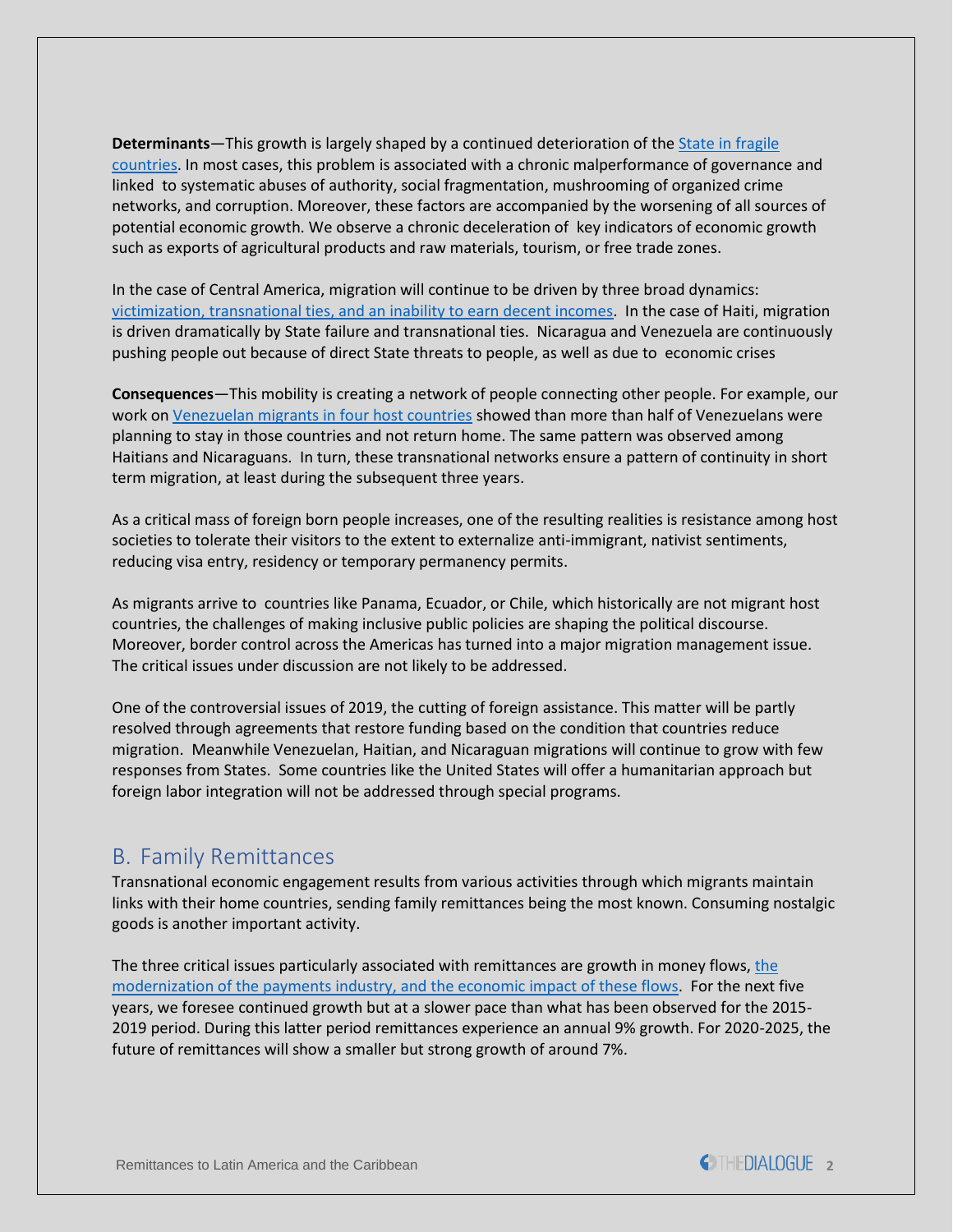**Determinants**—This growth is largely shaped by a continued deterioration of the State in fragile countries. In most cases, this problem is associated with a chronic malperformance of governance and linked to systematic abuses of authority, social fragmentation, mushrooming of organized crime networks, and corruption. Moreover, these factors are accompanied by the worsening of all sources of potential economic growth. We observe a chronic deceleration of key indicators of economic growth such as exports of agricultural products and raw materials, tourism, or free trade zones.

In the case of Central America, migration will continue to be driven by three broad dynamics: victimization, transnational ties, and an inability to earn decent incomes. In the case of Haiti, migration is driven dramatically by State failure and transnational ties. Nicaragua and Venezuela are continuously pushing people out because of direct State threats to people, as well as due to economic crises

**Consequences**—This mobility is creating a network of people connecting other people. For example, our work on Venezuelan migrants in four host countries showed than more than half of Venezuelans were planning to stay in those countries and not return home. The same pattern was observed among Haitians and Nicaraguans. In turn, these transnational networks ensure a pattern of continuity in short term migration, at least during the subsequent three years.

As a critical mass of foreign born people increases, one of the resulting realities is resistance among host societies to tolerate their visitors to the extent to externalize anti-immigrant, nativist sentiments, reducing visa entry, residency or temporary permanency permits.

As migrants arrive to countries like Panama, Ecuador, or Chile, which historically are not migrant host countries, the challenges of making inclusive public policies are shaping the political discourse. Moreover, border control across the Americas has turned into a major migration management issue. The critical issues under discussion are not likely to be addressed.

One of the controversial issues of 2019, the cutting of foreign assistance. This matter will be partly resolved through agreements that restore funding based on the condition that countries reduce migration. Meanwhile Venezuelan, Haitian, and Nicaraguan migrations will continue to grow with few responses from States. Some countries like the United States will offer a humanitarian approach but foreign labor integration will not be addressed through special programs.

## B. Family Remittances

Transnational economic engagement results from various activities through which migrants maintain links with their home countries, sending family remittances being the most known. Consuming nostalgic goods is another important activity.

The three critical issues particularly associated with remittances are growth in money flows, the modernization of the payments industry, and the economic impact of these flows. For the next five years, we foresee continued growth but at a slower pace than what has been observed for the 2015-2019 period. During this latter period remittances experience an annual 9% growth. For 2020-2025, the future of remittances will show a smaller but strong growth of around 7%.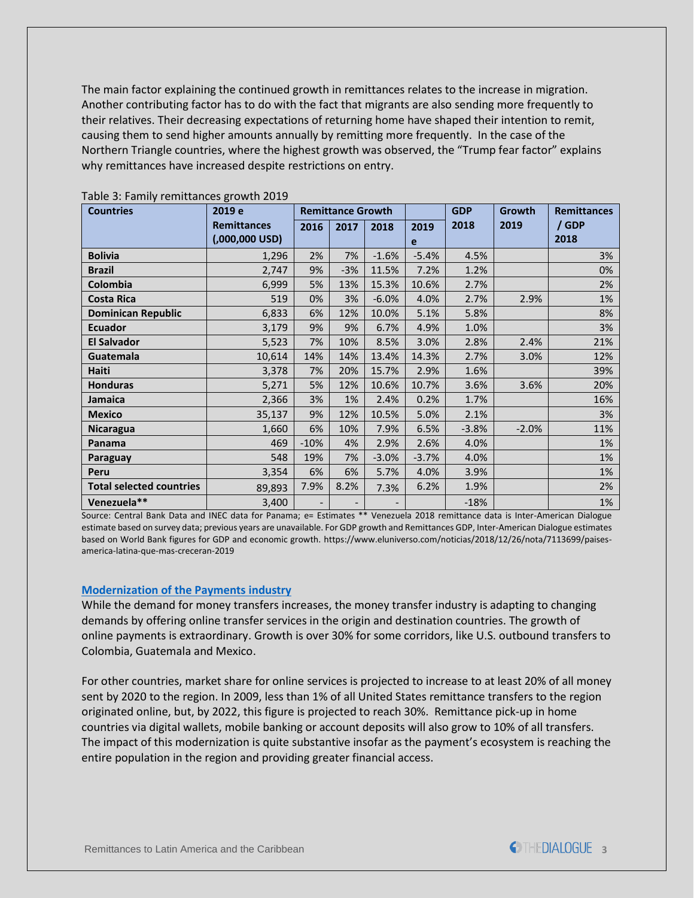The main factor explaining the continued growth in remittances relates to the increase in migration. Another contributing factor has to do with the fact that migrants are also sending more frequently to their relatives. Their decreasing expectations of returning home have shaped their intention to remit, causing them to send higher amounts annually by remitting more frequently. In the case of the Northern Triangle countries, where the highest growth was observed, the "Trump fear factor" explains why remittances have increased despite restrictions on entry.

Table 3: Family remittances growth 2019

| Countries | 2019 e Remittances (,000,000 USD) | Remittance Growth | | | | GDP 2018 | Growth 2019 | Remittances / GDP 2018 |
|---|---|---|---|---|---|---|---|---|
| | | 2016 | 2017 | 2018 | 2019 e | | | |
| **Bolivia** | 1,296 | 2% | 7% | -1.6% | -5.4% | 4.5% | | 3% |
| **Brazil** | 2,747 | 9% | -3% | 11.5% | 7.2% | 1.2% | | 0% |
| **Colombia** | 6,999 | 5% | 13% | 15.3% | 10.6% | 2.7% | | 2% |
| **Costa Rica** | 519 | 0% | 3% | -6.0% | 4.0% | 2.7% | 2.9% | 1% |
| **Dominican Republic** | 6,833 | 6% | 12% | 10.0% | 5.1% | 5.8% | | 8% |
| **Ecuador** | 3,179 | 9% | 9% | 6.7% | 4.9% | 1.0% | | 3% |
| **El Salvador** | 5,523 | 7% | 10% | 8.5% | 3.0% | 2.8% | 2.4% | 21% |
| **Guatemala** | 10,614 | 14% | 14% | 13.4% | 14.3% | 2.7% | 3.0% | 12% |
| **Haiti** | 3,378 | 7% | 20% | 15.7% | 2.9% | 1.6% | | 39% |
| **Honduras** | 5,271 | 5% | 12% | 10.6% | 10.7% | 3.6% | 3.6% | 20% |
| **Jamaica** | 2,366 | 3% | 1% | 2.4% | 0.2% | 1.7% | | 16% |
| **Mexico** | 35,137 | 9% | 12% | 10.5% | 5.0% | 2.1% | | 3% |
| **Nicaragua** | 1,660 | 6% | 10% | 7.9% | 6.5% | -3.8% | -2.0% | 11% |
| **Panama** | 469 | -10% | 4% | 2.9% | 2.6% | 4.0% | | 1% |
| **Paraguay** | 548 | 19% | 7% | -3.0% | -3.7% | 4.0% | | 1% |
| **Peru** | 3,354 | 6% | 6% | 5.7% | 4.0% | 3.9% | | 1% |
| **Total selected countries** | 89,893 | 7.9% | 8.2% | 7.3% | 6.2% | 1.9% | | 2% |
| **Venezuela**\*\* | 3,400 | - | - | - | | -18% | | 1% |

Source: Central Bank Data and INEC data for Panama; e= Estimates ** Venezuela 2018 remittance data is Inter-American Dialogue estimate based on survey data; previous years are unavailable. For GDP growth and Remittances GDP, Inter-American Dialogue estimates based on World Bank figures for GDP and economic growth. https://www.eluniverso.com/noticias/2018/12/26/nota/7113699/paises-america-latina-que-mas-creceran-2019

## Modernization of the Payments industry

While the demand for money transfers increases, the money transfer industry is adapting to changing demands by offering online transfer services in the origin and destination countries. The growth of online payments is extraordinary. Growth is over 30% for some corridors, like U.S. outbound transfers to Colombia, Guatemala and Mexico.

For other countries, market share for online services is projected to increase to at least 20% of all money sent by 2020 to the region. In 2009, less than 1% of all United States remittance transfers to the region originated online, but, by 2022, this figure is projected to reach 30%. Remittance pick-up in home countries via digital wallets, mobile banking or account deposits will also grow to 10% of all transfers. The impact of this modernization is quite substantive insofar as the payment's ecosystem is reaching the entire population in the region and providing greater financial access.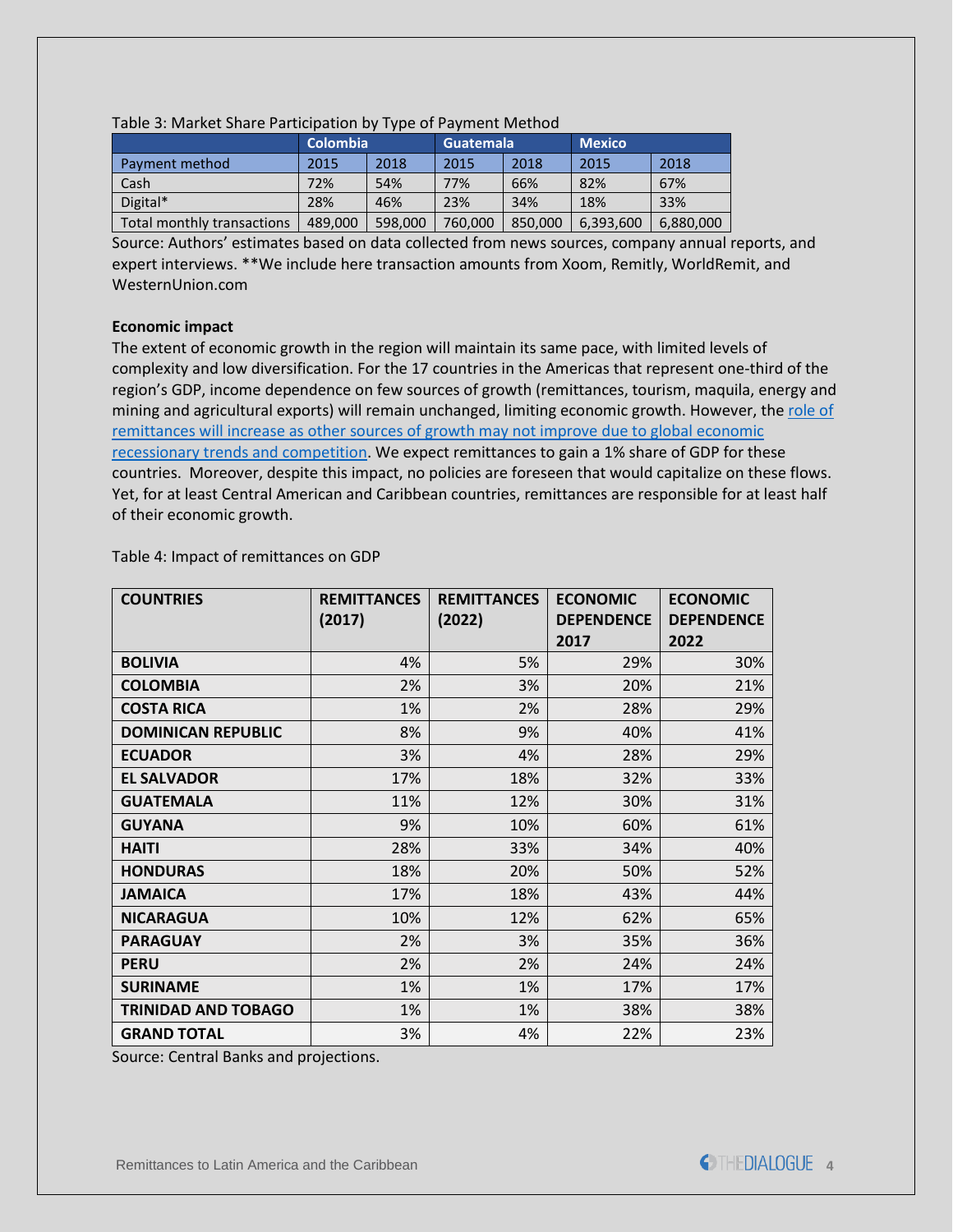Table 3: Market Share Participation by Type of Payment Method

| | Colombia | | Guatemala | | Mexico | |
|---|---|---|---|---|---|---|
| Payment method | 2015 | 2018 | 2015 | 2018 | 2015 | 2018 |
| Cash | 72% | 54% | 77% | 66% | 82% | 67% |
| Digital* | 28% | 46% | 23% | 34% | 18% | 33% |
| Total monthly transactions | 489,000 | 598,000 | 760,000 | 850,000 | 6,393,600 | 6,880,000 |

Source: Authors' estimates based on data collected from news sources, company annual reports, and expert interviews. **We include here transaction amounts from Xoom, Remitly, WorldRemit, and WesternUnion.com

**Economic impact**

The extent of economic growth in the region will maintain its same pace, with limited levels of complexity and low diversification. For the 17 countries in the Americas that represent one-third of the region's GDP, income dependence on few sources of growth (remittances, tourism, maquila, energy and mining and agricultural exports) will remain unchanged, limiting economic growth. However, the role of remittances will increase as other sources of growth may not improve due to global economic recessionary trends and competition. We expect remittances to gain a 1% share of GDP for these countries. Moreover, despite this impact, no policies are foreseen that would capitalize on these flows. Yet, for at least Central American and Caribbean countries, remittances are responsible for at least half of their economic growth.

Table 4: Impact of remittances on GDP

| COUNTRIES | REMITTANCES (2017) | REMITTANCES (2022) | ECONOMIC DEPENDENCE 2017 | ECONOMIC DEPENDENCE 2022 |
|---|---|---|---|---|
| BOLIVIA | 4% | 5% | 29% | 30% |
| COLOMBIA | 2% | 3% | 20% | 21% |
| COSTA RICA | 1% | 2% | 28% | 29% |
| DOMINICAN REPUBLIC | 8% | 9% | 40% | 41% |
| ECUADOR | 3% | 4% | 28% | 29% |
| EL SALVADOR | 17% | 18% | 32% | 33% |
| GUATEMALA | 11% | 12% | 30% | 31% |
| GUYANA | 9% | 10% | 60% | 61% |
| HAITI | 28% | 33% | 34% | 40% |
| HONDURAS | 18% | 20% | 50% | 52% |
| JAMAICA | 17% | 18% | 43% | 44% |
| NICARAGUA | 10% | 12% | 62% | 65% |
| PARAGUAY | 2% | 3% | 35% | 36% |
| PERU | 2% | 2% | 24% | 24% |
| SURINAME | 1% | 1% | 17% | 17% |
| TRINIDAD AND TOBAGO | 1% | 1% | 38% | 38% |
| GRAND TOTAL | 3% | 4% | 22% | 23% |

Source: Central Banks and projections.